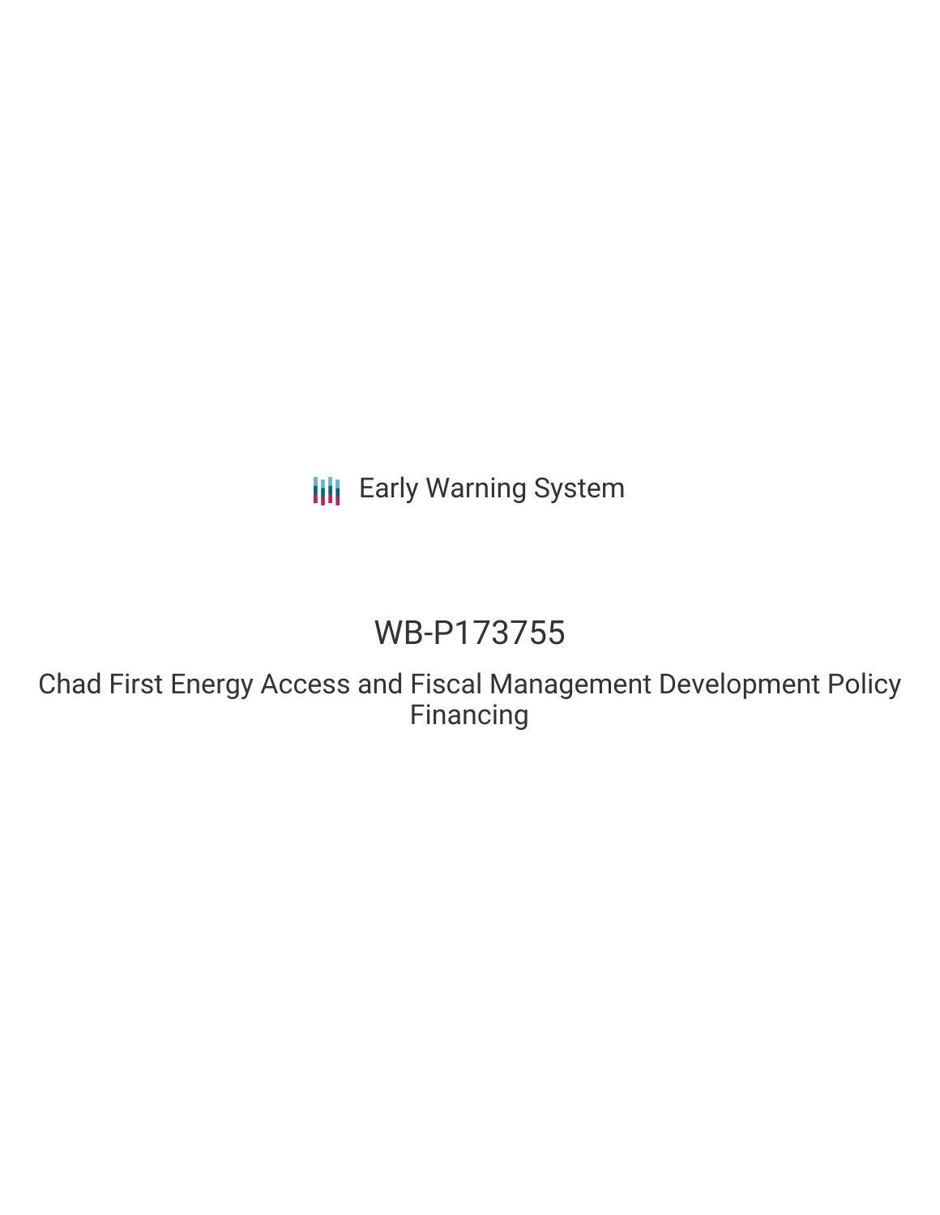Early Warning System

# WB-P173755

## Chad First Energy Access and Fiscal Management Development Policy Financing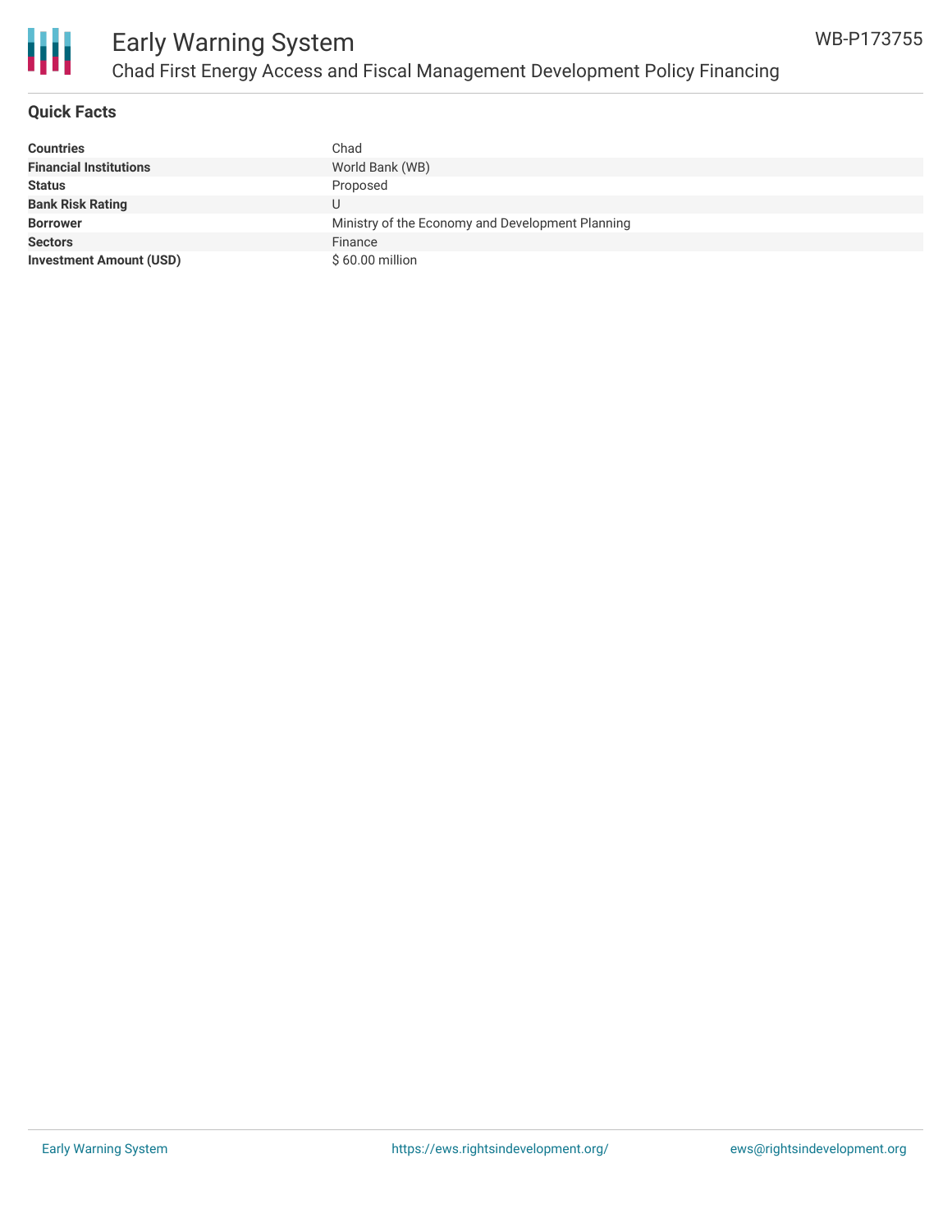## Quick Facts

| | |
|---|---|
| **Countries** | Chad |
| **Financial Institutions** | World Bank (WB) |
| **Status** | Proposed |
| **Bank Risk Rating** | U |
| **Borrower** | Ministry of the Economy and Development Planning |
| **Sectors** | Finance |
| **Investment Amount (USD)** | $ 60.00 million |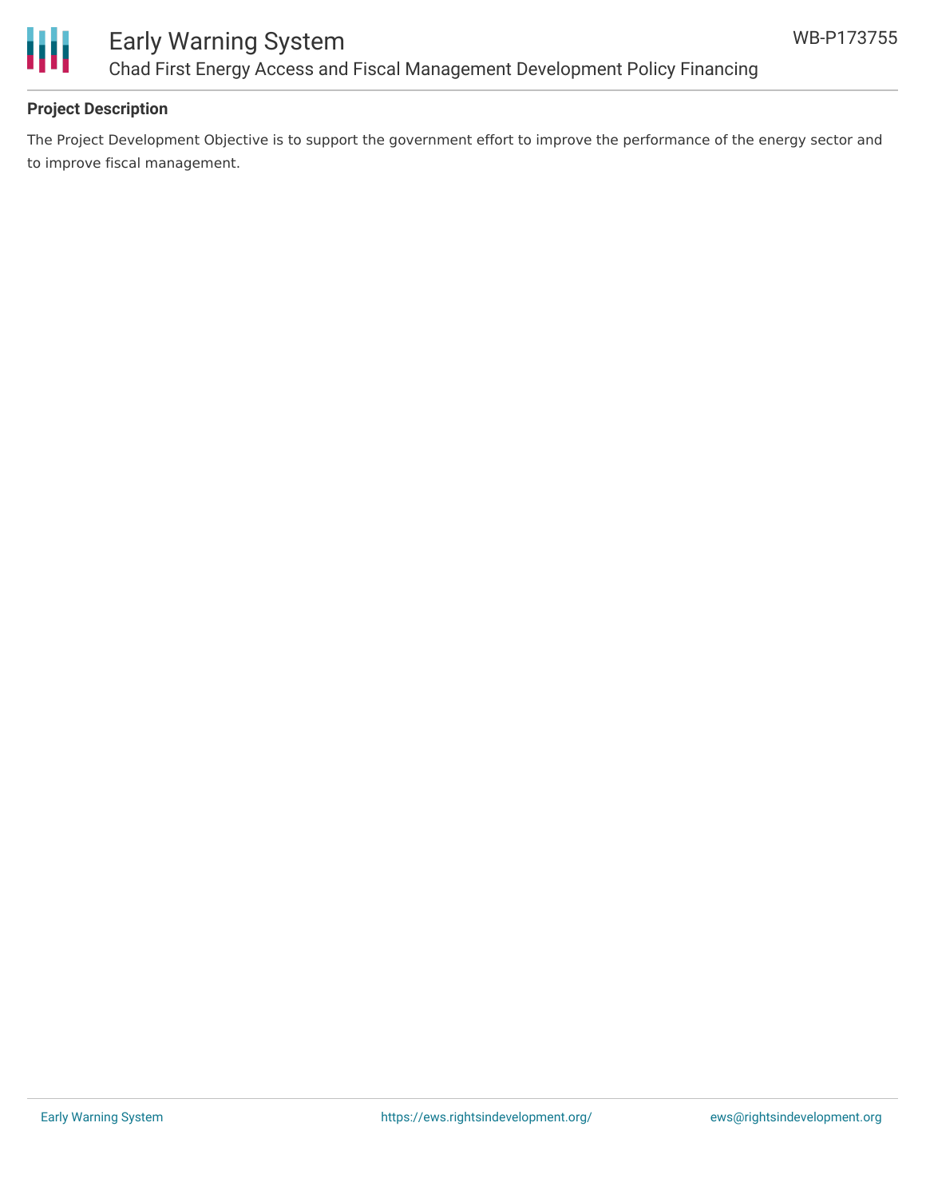## Project Description

The Project Development Objective is to support the government effort to improve the performance of the energy sector and to improve fiscal management.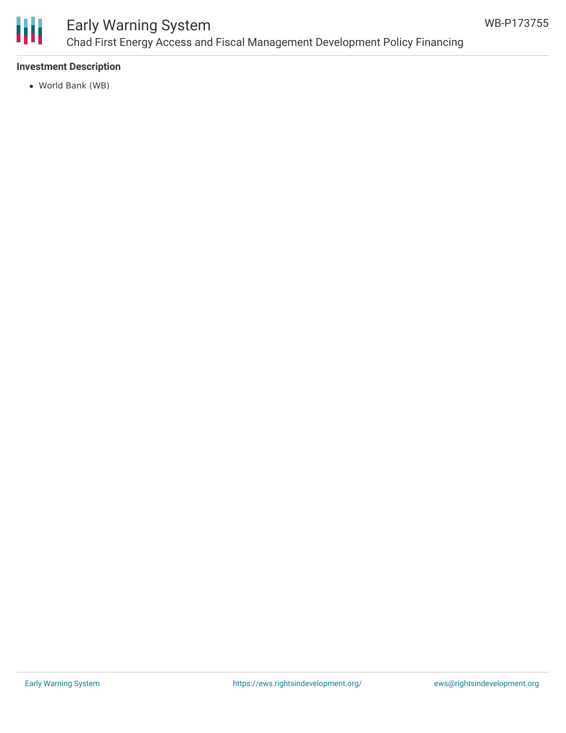### Investment Description

- World Bank (WB)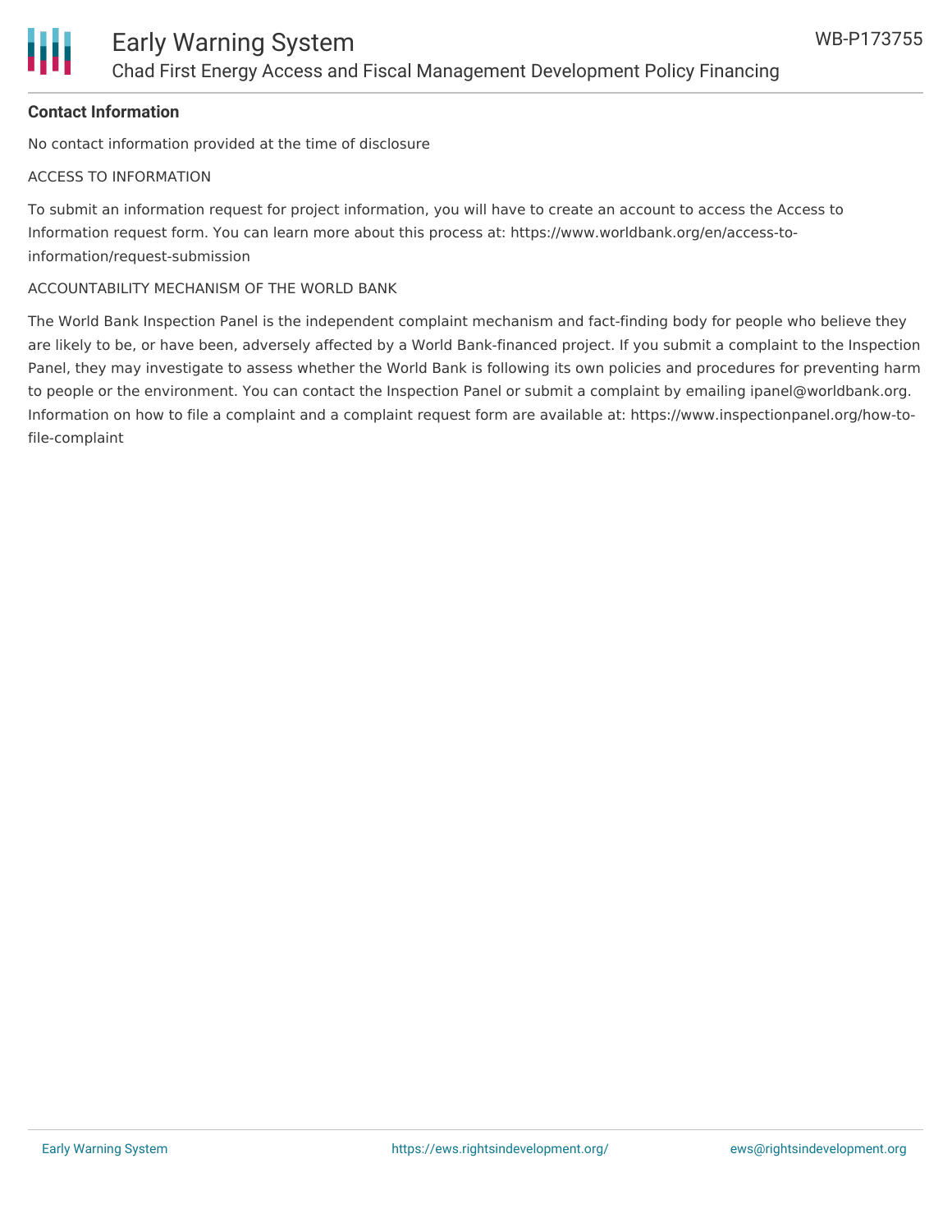### Contact Information

No contact information provided at the time of disclosure

ACCESS TO INFORMATION

To submit an information request for project information, you will have to create an account to access the Access to Information request form. You can learn more about this process at: https://www.worldbank.org/en/access-to-information/request-submission

ACCOUNTABILITY MECHANISM OF THE WORLD BANK

The World Bank Inspection Panel is the independent complaint mechanism and fact-finding body for people who believe they are likely to be, or have been, adversely affected by a World Bank-financed project. If you submit a complaint to the Inspection Panel, they may investigate to assess whether the World Bank is following its own policies and procedures for preventing harm to people or the environment. You can contact the Inspection Panel or submit a complaint by emailing ipanel@worldbank.org. Information on how to file a complaint and a complaint request form are available at: https://www.inspectionpanel.org/how-to-file-complaint